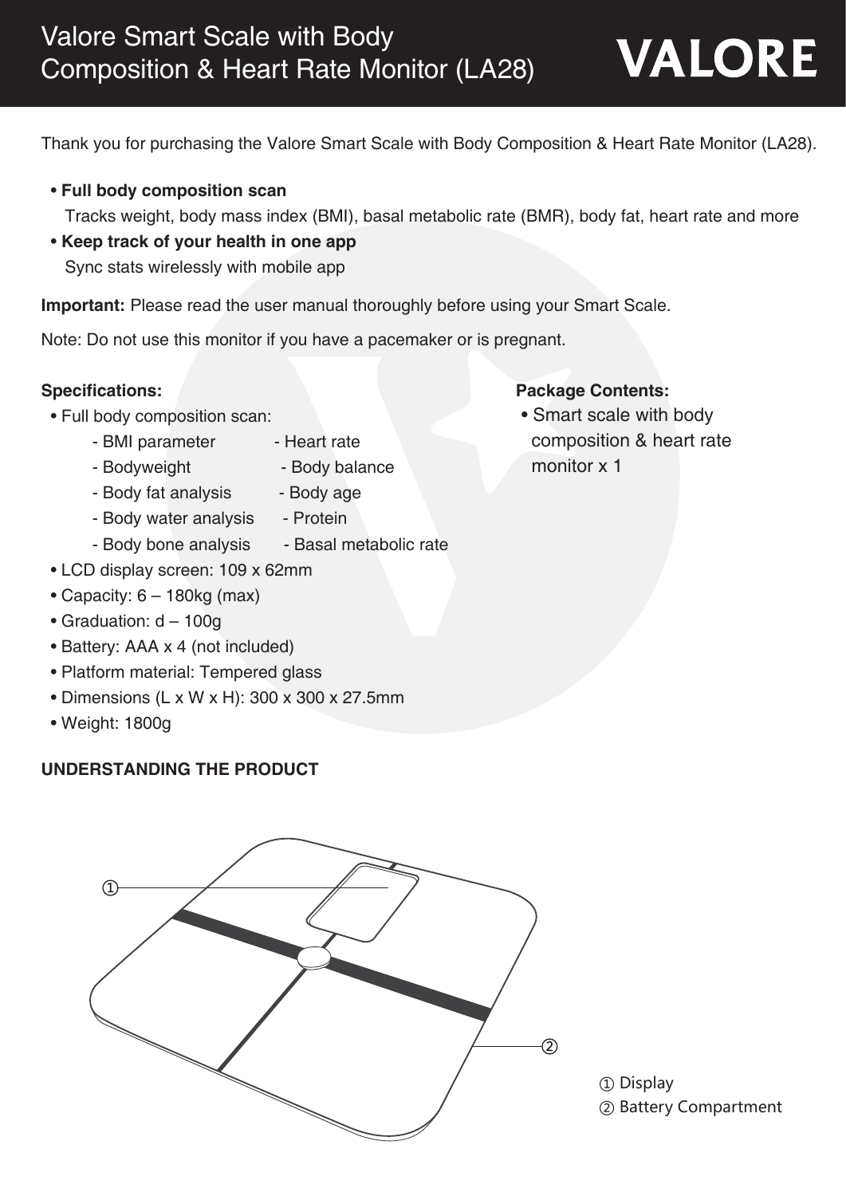# Valore Smart Scale with Body Composition & Heart Rate Monitor (LA28)

VALORE

Thank you for purchasing the Valore Smart Scale with Body Composition & Heart Rate Monitor (LA28).

- **Full body composition scan**
  Tracks weight, body mass index (BMI), basal metabolic rate (BMR), body fat, heart rate and more
- **Keep track of your health in one app**
  Sync stats wirelessly with mobile app

**Important:** Please read the user manual thoroughly before using your Smart Scale.

Note: Do not use this monitor if you have a pacemaker or is pregnant.

**Specifications:**

- Full body composition scan:
  - BMI parameter
  - Heart rate
  - Bodyweight
  - Body balance
  - Body fat analysis
  - Body age
  - Body water analysis
  - Protein
  - Body bone analysis
  - Basal metabolic rate
- LCD display screen: 109 x 62mm
- Capacity: 6 – 180kg (max)
- Graduation: d – 100g
- Battery: AAA x 4 (not included)
- Platform material: Tempered glass
- Dimensions (L x W x H): 300 x 300 x 27.5mm
- Weight: 1800g

**Package Contents:**

- Smart scale with body composition & heart rate monitor x 1

**UNDERSTANDING THE PRODUCT**

① Display
② Battery Compartment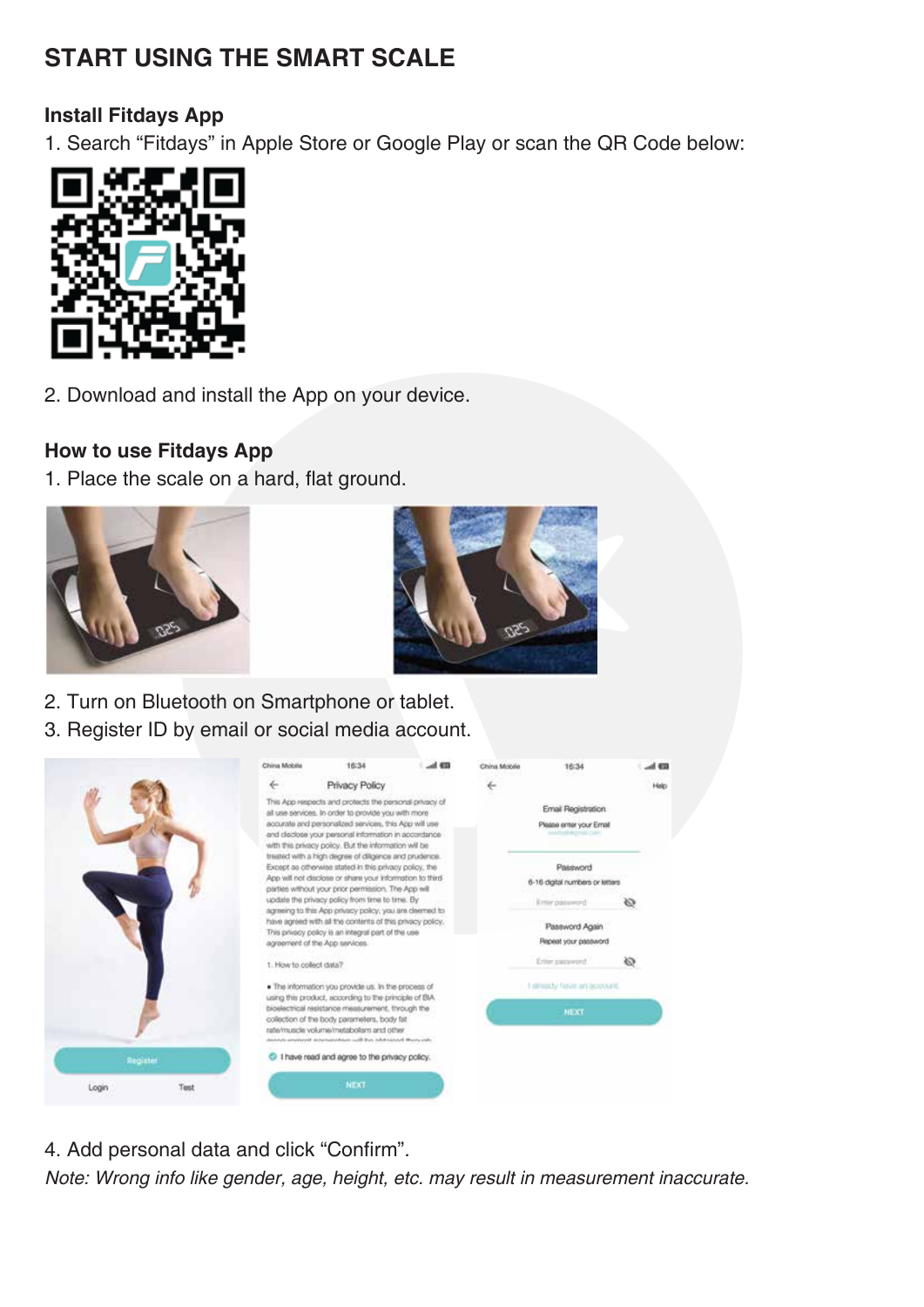## START USING THE SMART SCALE

### Install Fitdays App

1. Search “Fitdays” in Apple Store or Google Play or scan the QR Code below:

2. Download and install the App on your device.

### How to use Fitdays App

1. Place the scale on a hard, flat ground.

2. Turn on Bluetooth on Smartphone or tablet.
3. Register ID by email or social media account.

4. Add personal data and click “Confirm”.

*Note: Wrong info like gender, age, height, etc. may result in measurement inaccurate.*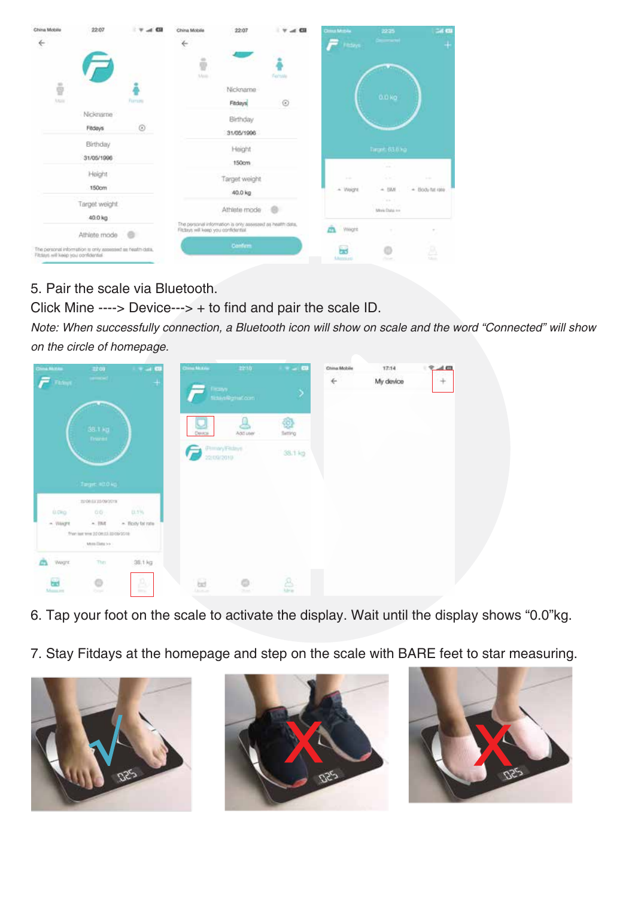5. Pair the scale via Bluetooth.

Click Mine ----> Device---> + to find and pair the scale ID.

*Note: When successfully connection, a Bluetooth icon will show on scale and the word "Connected" will show on the circle of homepage.*

6. Tap your foot on the scale to activate the display. Wait until the display shows "0.0"kg.

7. Stay Fitdays at the homepage and step on the scale with BARE feet to star measuring.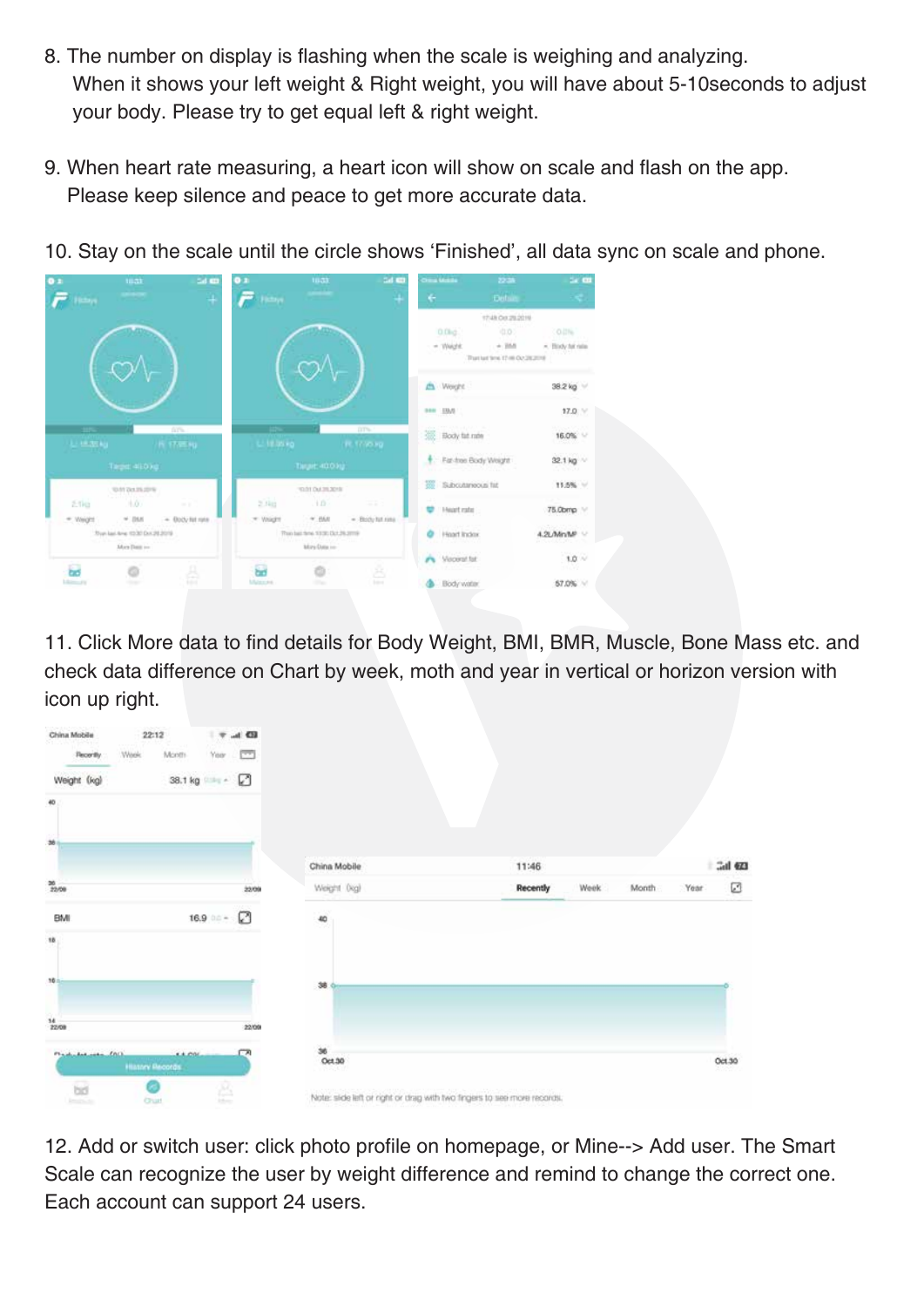8. The number on display is flashing when the scale is weighing and analyzing. When it shows your left weight & Right weight, you will have about 5-10seconds to adjust your body. Please try to get equal left & right weight.

9. When heart rate measuring, a heart icon will show on scale and flash on the app. Please keep silence and peace to get more accurate data.

10. Stay on the scale until the circle shows 'Finished', all data sync on scale and phone.

11. Click More data to find details for Body Weight, BMI, BMR, Muscle, Bone Mass etc. and check data difference on Chart by week, moth and year in vertical or horizon version with icon up right.

12. Add or switch user: click photo profile on homepage, or Mine--> Add user. The Smart Scale can recognize the user by weight difference and remind to change the correct one. Each account can support 24 users.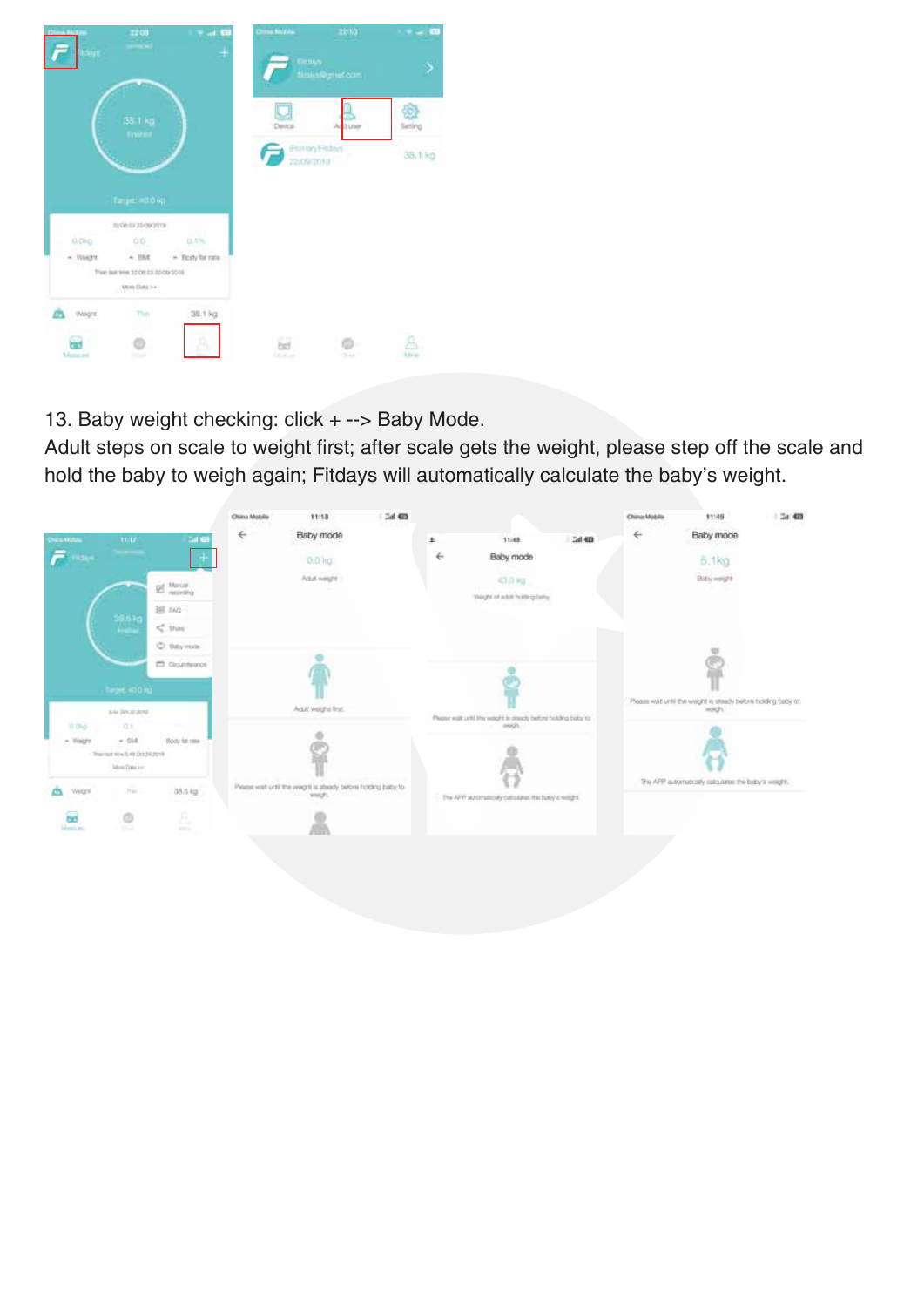13. Baby weight checking: click + --> Baby Mode.

Adult steps on scale to weight first; after scale gets the weight, please step off the scale and hold the baby to weigh again; Fitdays will automatically calculate the baby's weight.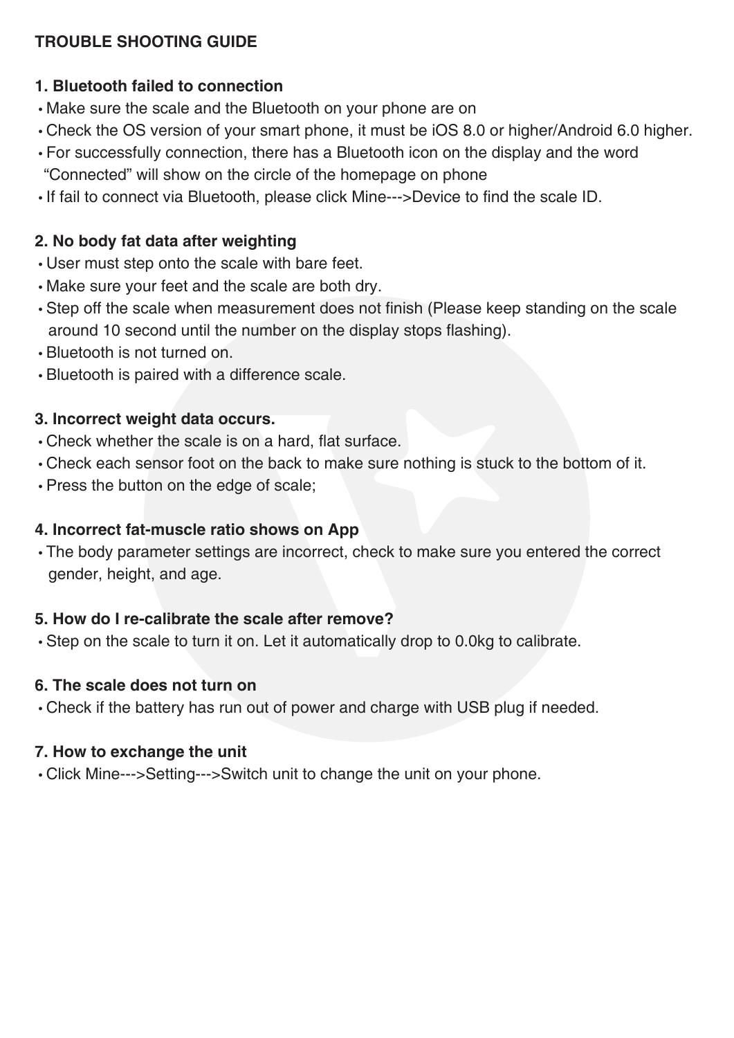# TROUBLE SHOOTING GUIDE

## 1. Bluetooth failed to connection

- Make sure the scale and the Bluetooth on your phone are on
- Check the OS version of your smart phone, it must be iOS 8.0 or higher/Android 6.0 higher.
- For successfully connection, there has a Bluetooth icon on the display and the word "Connected" will show on the circle of the homepage on phone
- If fail to connect via Bluetooth, please click Mine--->Device to find the scale ID.

## 2. No body fat data after weighting

- User must step onto the scale with bare feet.
- Make sure your feet and the scale are both dry.
- Step off the scale when measurement does not finish (Please keep standing on the scale around 10 second until the number on the display stops flashing).
- Bluetooth is not turned on.
- Bluetooth is paired with a difference scale.

## 3. Incorrect weight data occurs.

- Check whether the scale is on a hard, flat surface.
- Check each sensor foot on the back to make sure nothing is stuck to the bottom of it.
- Press the button on the edge of scale;

## 4. Incorrect fat-muscle ratio shows on App

- The body parameter settings are incorrect, check to make sure you entered the correct gender, height, and age.

## 5. How do I re-calibrate the scale after remove?

- Step on the scale to turn it on. Let it automatically drop to 0.0kg to calibrate.

## 6. The scale does not turn on

- Check if the battery has run out of power and charge with USB plug if needed.

## 7. How to exchange the unit

- Click Mine--->Setting--->Switch unit to change the unit on your phone.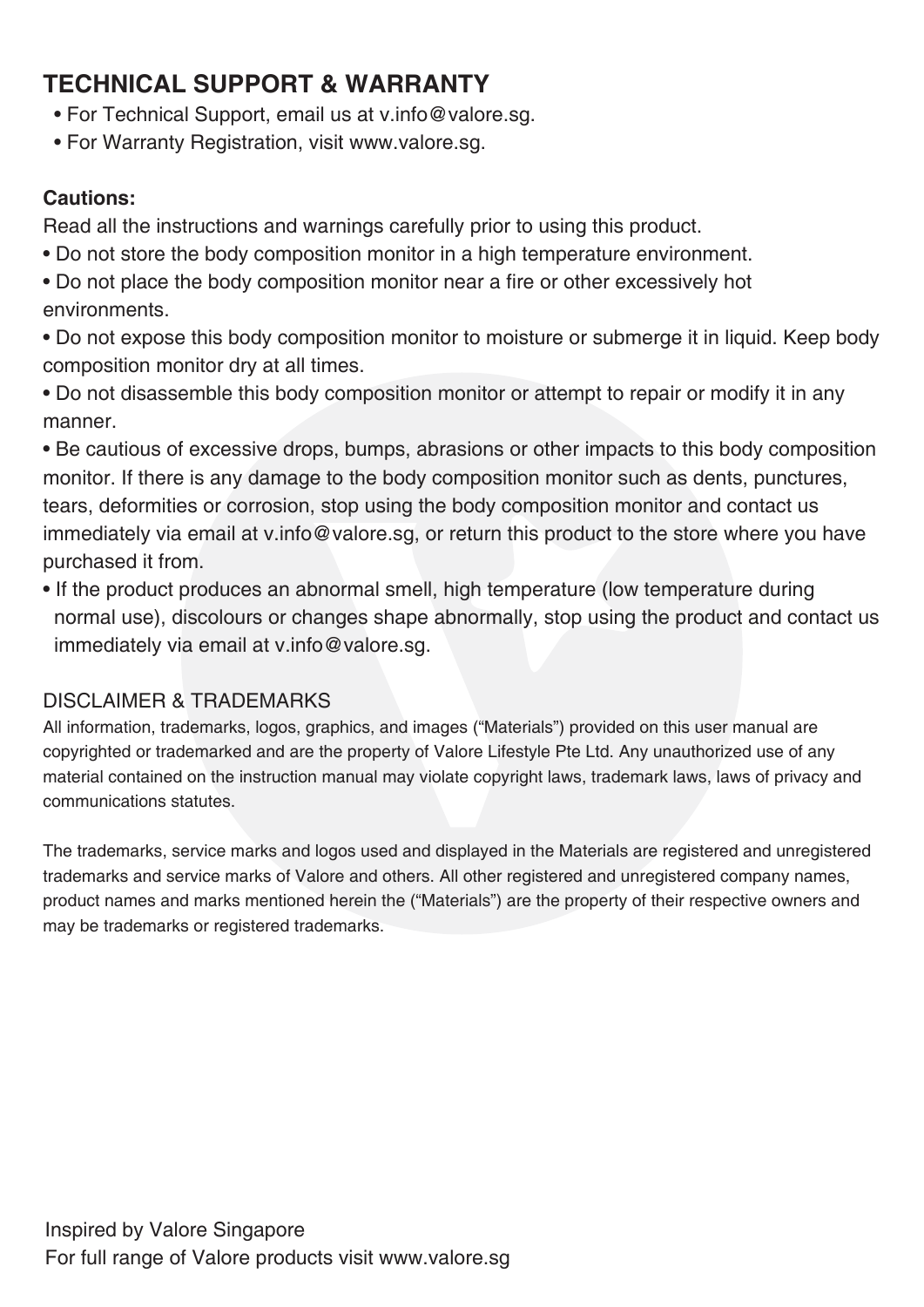## TECHNICAL SUPPORT & WARRANTY

- For Technical Support, email us at v.info@valore.sg.
- For Warranty Registration, visit www.valore.sg.

**Cautions:**

Read all the instructions and warnings carefully prior to using this product.

- Do not store the body composition monitor in a high temperature environment.
- Do not place the body composition monitor near a fire or other excessively hot environments.
- Do not expose this body composition monitor to moisture or submerge it in liquid. Keep body composition monitor dry at all times.
- Do not disassemble this body composition monitor or attempt to repair or modify it in any manner.
- Be cautious of excessive drops, bumps, abrasions or other impacts to this body composition monitor. If there is any damage to the body composition monitor such as dents, punctures, tears, deformities or corrosion, stop using the body composition monitor and contact us immediately via email at v.info@valore.sg, or return this product to the store where you have purchased it from.
- If the product produces an abnormal smell, high temperature (low temperature during normal use), discolours or changes shape abnormally, stop using the product and contact us immediately via email at v.info@valore.sg.

DISCLAIMER & TRADEMARKS

All information, trademarks, logos, graphics, and images ("Materials") provided on this user manual are copyrighted or trademarked and are the property of Valore Lifestyle Pte Ltd. Any unauthorized use of any material contained on the instruction manual may violate copyright laws, trademark laws, laws of privacy and communications statutes.

The trademarks, service marks and logos used and displayed in the Materials are registered and unregistered trademarks and service marks of Valore and others. All other registered and unregistered company names, product names and marks mentioned herein the ("Materials") are the property of their respective owners and may be trademarks or registered trademarks.

Inspired by Valore Singapore
For full range of Valore products visit www.valore.sg